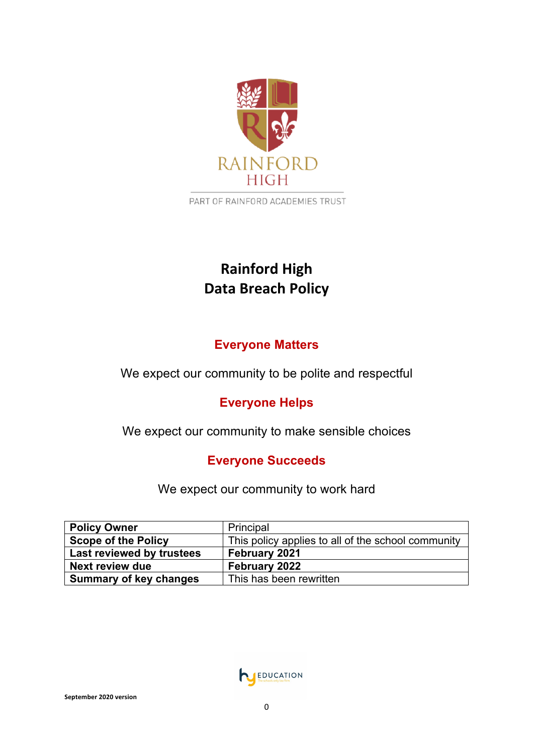RAINFORD HIGH

PART OF RAINFORD ACADEMIES TRUST

# Rainford High
# Data Breach Policy

## Everyone Matters

We expect our community to be polite and respectful

## Everyone Helps

We expect our community to make sensible choices

## Everyone Succeeds

We expect our community to work hard

| **Policy Owner** | Principal |
|---|---|
| **Scope of the Policy** | This policy applies to all of the school community |
| **Last reviewed by trustees** | **February 2021** |
| **Next review due** | **February 2022** |
| **Summary of key changes** | This has been rewritten |

EDUCATION

**September 2020 version**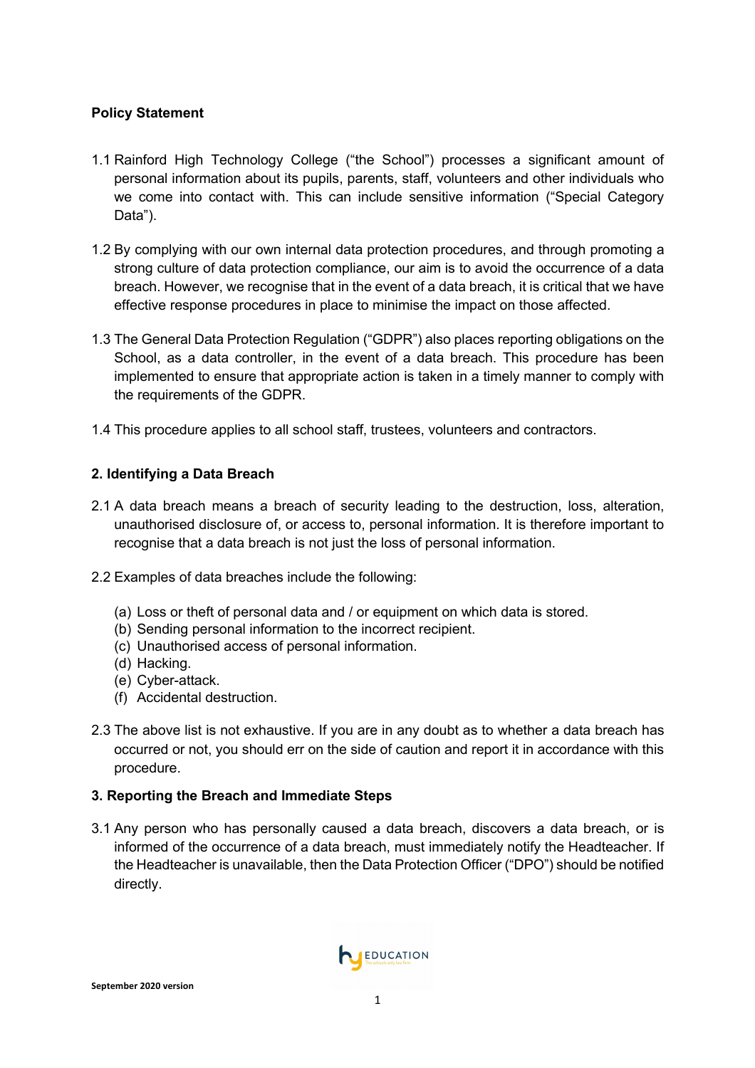**Policy Statement**

1.1 Rainford High Technology College ("the School") processes a significant amount of personal information about its pupils, parents, staff, volunteers and other individuals who we come into contact with. This can include sensitive information ("Special Category Data").

1.2 By complying with our own internal data protection procedures, and through promoting a strong culture of data protection compliance, our aim is to avoid the occurrence of a data breach. However, we recognise that in the event of a data breach, it is critical that we have effective response procedures in place to minimise the impact on those affected.

1.3 The General Data Protection Regulation ("GDPR") also places reporting obligations on the School, as a data controller, in the event of a data breach. This procedure has been implemented to ensure that appropriate action is taken in a timely manner to comply with the requirements of the GDPR.

1.4 This procedure applies to all school staff, trustees, volunteers and contractors.

**2. Identifying a Data Breach**

2.1 A data breach means a breach of security leading to the destruction, loss, alteration, unauthorised disclosure of, or access to, personal information. It is therefore important to recognise that a data breach is not just the loss of personal information.

2.2 Examples of data breaches include the following:

(a) Loss or theft of personal data and / or equipment on which data is stored.
(b) Sending personal information to the incorrect recipient.
(c) Unauthorised access of personal information.
(d) Hacking.
(e) Cyber-attack.
(f) Accidental destruction.

2.3 The above list is not exhaustive. If you are in any doubt as to whether a data breach has occurred or not, you should err on the side of caution and report it in accordance with this procedure.

**3. Reporting the Breach and Immediate Steps**

3.1 Any person who has personally caused a data breach, discovers a data breach, or is informed of the occurrence of a data breach, must immediately notify the Headteacher. If the Headteacher is unavailable, then the Data Protection Officer ("DPO") should be notified directly.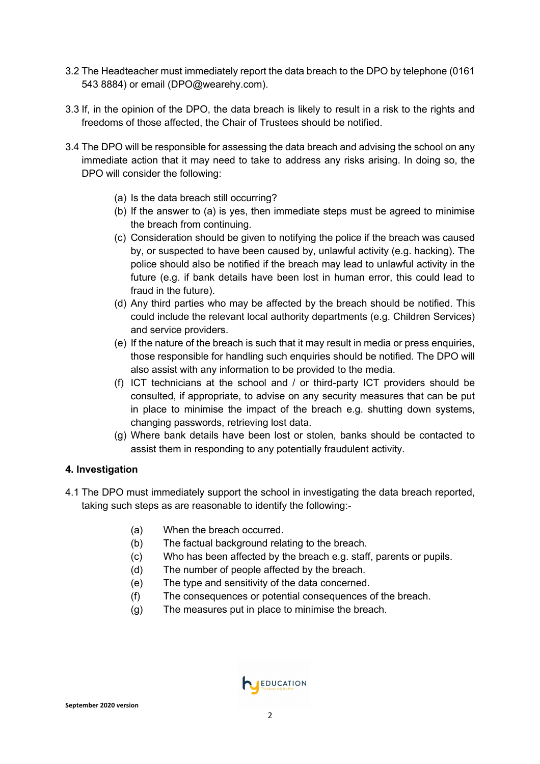3.2 The Headteacher must immediately report the data breach to the DPO by telephone (0161 543 8884) or email (DPO@wearehy.com).

3.3 If, in the opinion of the DPO, the data breach is likely to result in a risk to the rights and freedoms of those affected, the Chair of Trustees should be notified.

3.4 The DPO will be responsible for assessing the data breach and advising the school on any immediate action that it may need to take to address any risks arising. In doing so, the DPO will consider the following:

- (a) Is the data breach still occurring?
- (b) If the answer to (a) is yes, then immediate steps must be agreed to minimise the breach from continuing.
- (c) Consideration should be given to notifying the police if the breach was caused by, or suspected to have been caused by, unlawful activity (e.g. hacking). The police should also be notified if the breach may lead to unlawful activity in the future (e.g. if bank details have been lost in human error, this could lead to fraud in the future).
- (d) Any third parties who may be affected by the breach should be notified. This could include the relevant local authority departments (e.g. Children Services) and service providers.
- (e) If the nature of the breach is such that it may result in media or press enquiries, those responsible for handling such enquiries should be notified. The DPO will also assist with any information to be provided to the media.
- (f) ICT technicians at the school and / or third-party ICT providers should be consulted, if appropriate, to advise on any security measures that can be put in place to minimise the impact of the breach e.g. shutting down systems, changing passwords, retrieving lost data.
- (g) Where bank details have been lost or stolen, banks should be contacted to assist them in responding to any potentially fraudulent activity.

## 4. Investigation

4.1 The DPO must immediately support the school in investigating the data breach reported, taking such steps as are reasonable to identify the following:-

- (a) When the breach occurred.
- (b) The factual background relating to the breach.
- (c) Who has been affected by the breach e.g. staff, parents or pupils.
- (d) The number of people affected by the breach.
- (e) The type and sensitivity of the data concerned.
- (f) The consequences or potential consequences of the breach.
- (g) The measures put in place to minimise the breach.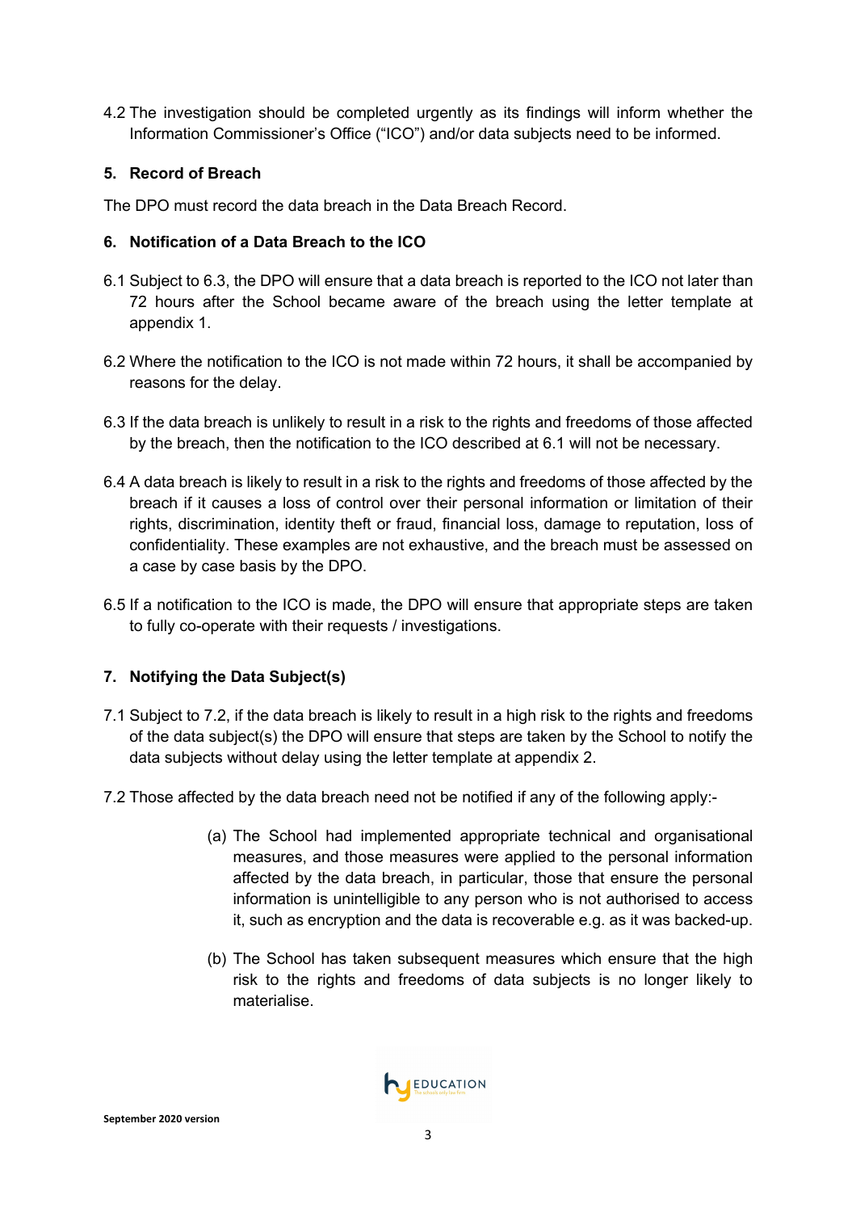4.2 The investigation should be completed urgently as its findings will inform whether the Information Commissioner's Office ("ICO") and/or data subjects need to be informed.

## 5. Record of Breach

The DPO must record the data breach in the Data Breach Record.

## 6. Notification of a Data Breach to the ICO

6.1 Subject to 6.3, the DPO will ensure that a data breach is reported to the ICO not later than 72 hours after the School became aware of the breach using the letter template at appendix 1.

6.2 Where the notification to the ICO is not made within 72 hours, it shall be accompanied by reasons for the delay.

6.3 If the data breach is unlikely to result in a risk to the rights and freedoms of those affected by the breach, then the notification to the ICO described at 6.1 will not be necessary.

6.4 A data breach is likely to result in a risk to the rights and freedoms of those affected by the breach if it causes a loss of control over their personal information or limitation of their rights, discrimination, identity theft or fraud, financial loss, damage to reputation, loss of confidentiality. These examples are not exhaustive, and the breach must be assessed on a case by case basis by the DPO.

6.5 If a notification to the ICO is made, the DPO will ensure that appropriate steps are taken to fully co-operate with their requests / investigations.

## 7. Notifying the Data Subject(s)

7.1 Subject to 7.2, if the data breach is likely to result in a high risk to the rights and freedoms of the data subject(s) the DPO will ensure that steps are taken by the School to notify the data subjects without delay using the letter template at appendix 2.

7.2 Those affected by the data breach need not be notified if any of the following apply:-

(a) The School had implemented appropriate technical and organisational measures, and those measures were applied to the personal information affected by the data breach, in particular, those that ensure the personal information is unintelligible to any person who is not authorised to access it, such as encryption and the data is recoverable e.g. as it was backed-up.

(b) The School has taken subsequent measures which ensure that the high risk to the rights and freedoms of data subjects is no longer likely to materialise.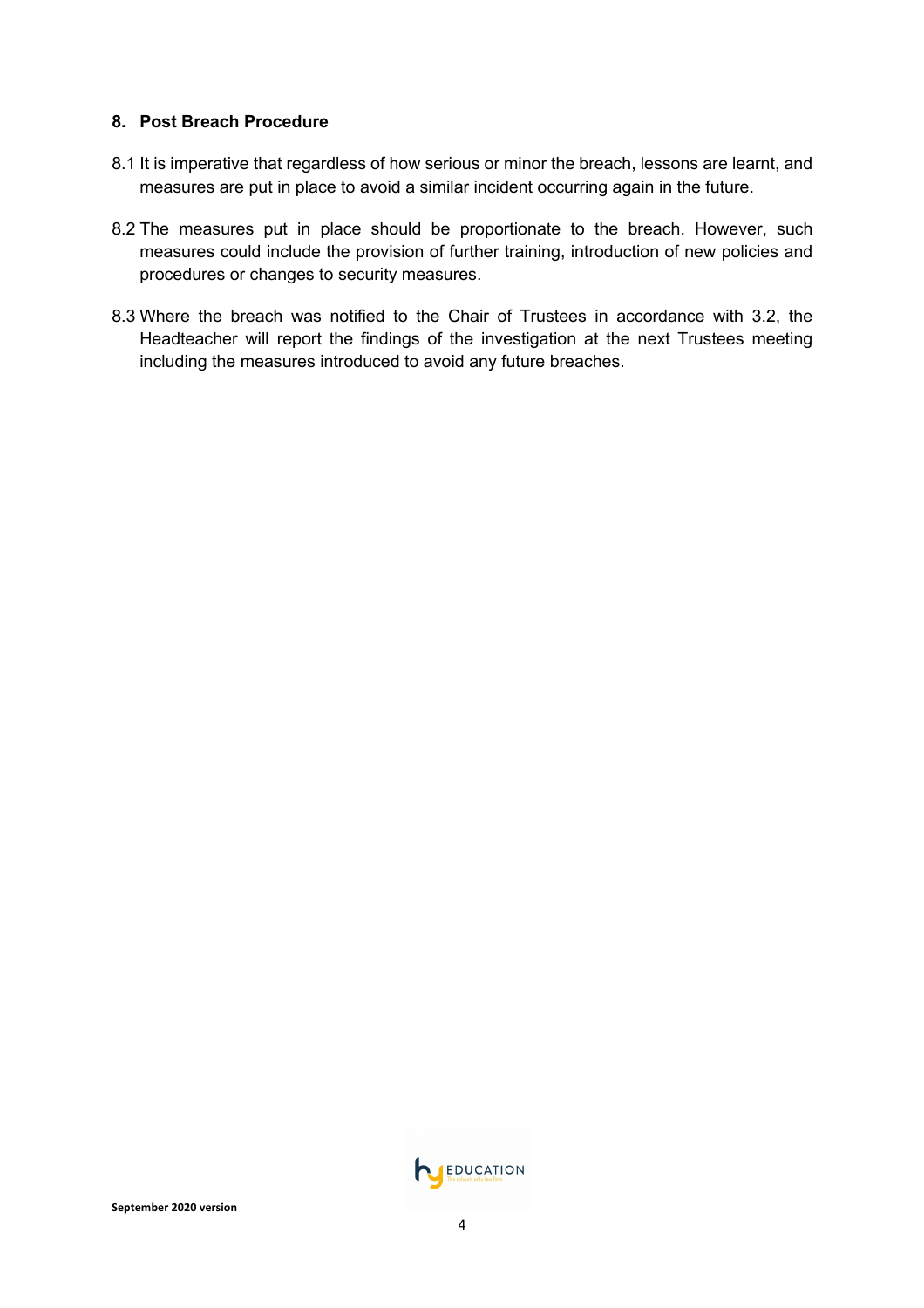## 8. Post Breach Procedure

8.1 It is imperative that regardless of how serious or minor the breach, lessons are learnt, and measures are put in place to avoid a similar incident occurring again in the future.

8.2 The measures put in place should be proportionate to the breach. However, such measures could include the provision of further training, introduction of new policies and procedures or changes to security measures.

8.3 Where the breach was notified to the Chair of Trustees in accordance with 3.2, the Headteacher will report the findings of the investigation at the next Trustees meeting including the measures introduced to avoid any future breaches.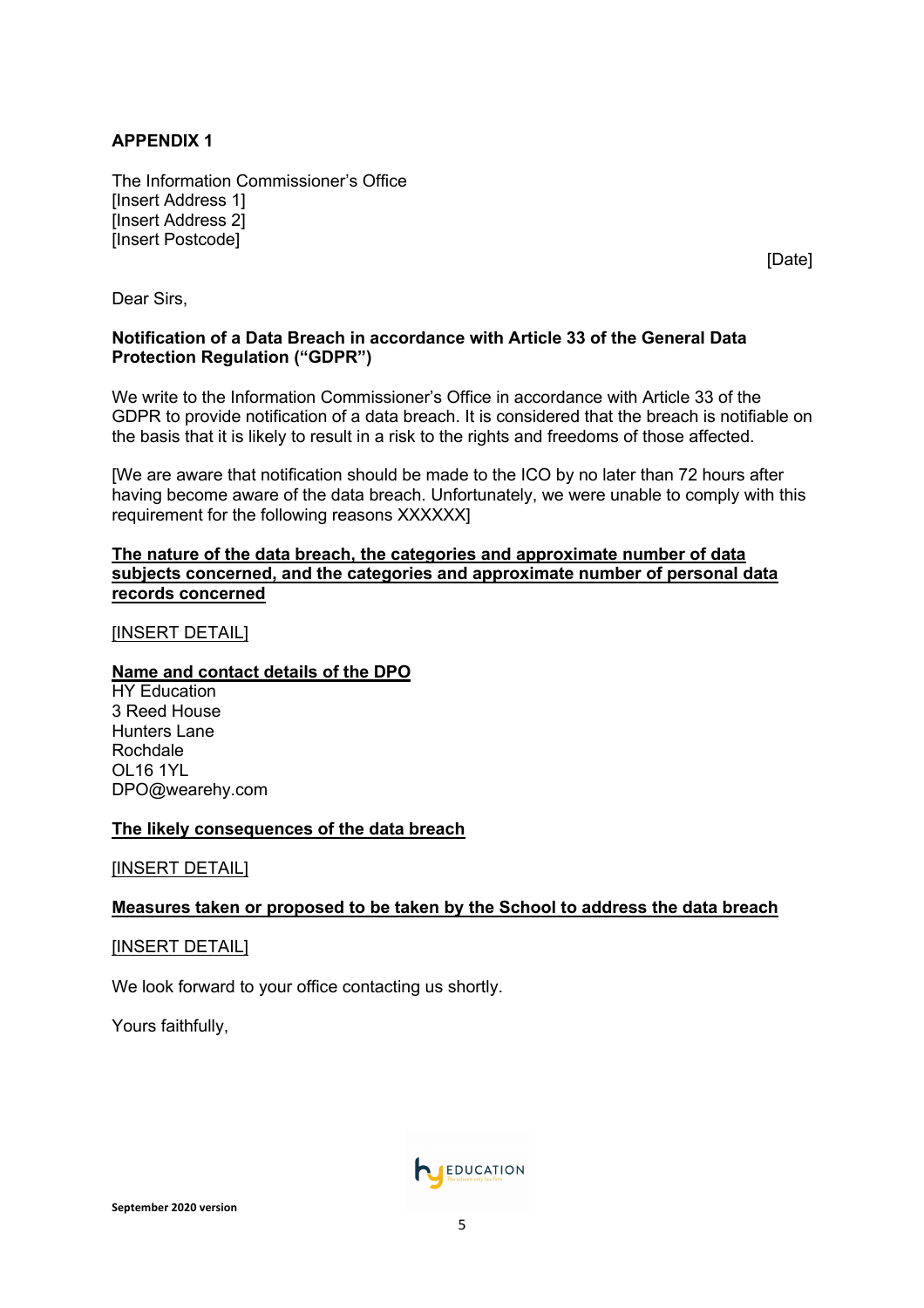## APPENDIX 1

The Information Commissioner's Office
[Insert Address 1]
[Insert Address 2]
[Insert Postcode]

[Date]

Dear Sirs,

**Notification of a Data Breach in accordance with Article 33 of the General Data Protection Regulation ("GDPR")**

We write to the Information Commissioner's Office in accordance with Article 33 of the GDPR to provide notification of a data breach. It is considered that the breach is notifiable on the basis that it is likely to result in a risk to the rights and freedoms of those affected.

[We are aware that notification should be made to the ICO by no later than 72 hours after having become aware of the data breach. Unfortunately, we were unable to comply with this requirement for the following reasons XXXXXX]

**The nature of the data breach, the categories and approximate number of data subjects concerned, and the categories and approximate number of personal data records concerned**

[INSERT DETAIL]

**Name and contact details of the DPO**

HY Education
3 Reed House
Hunters Lane
Rochdale
OL16 1YL
DPO@wearehy.com

**The likely consequences of the data breach**

[INSERT DETAIL]

**Measures taken or proposed to be taken by the School to address the data breach**

[INSERT DETAIL]

We look forward to your office contacting us shortly.

Yours faithfully,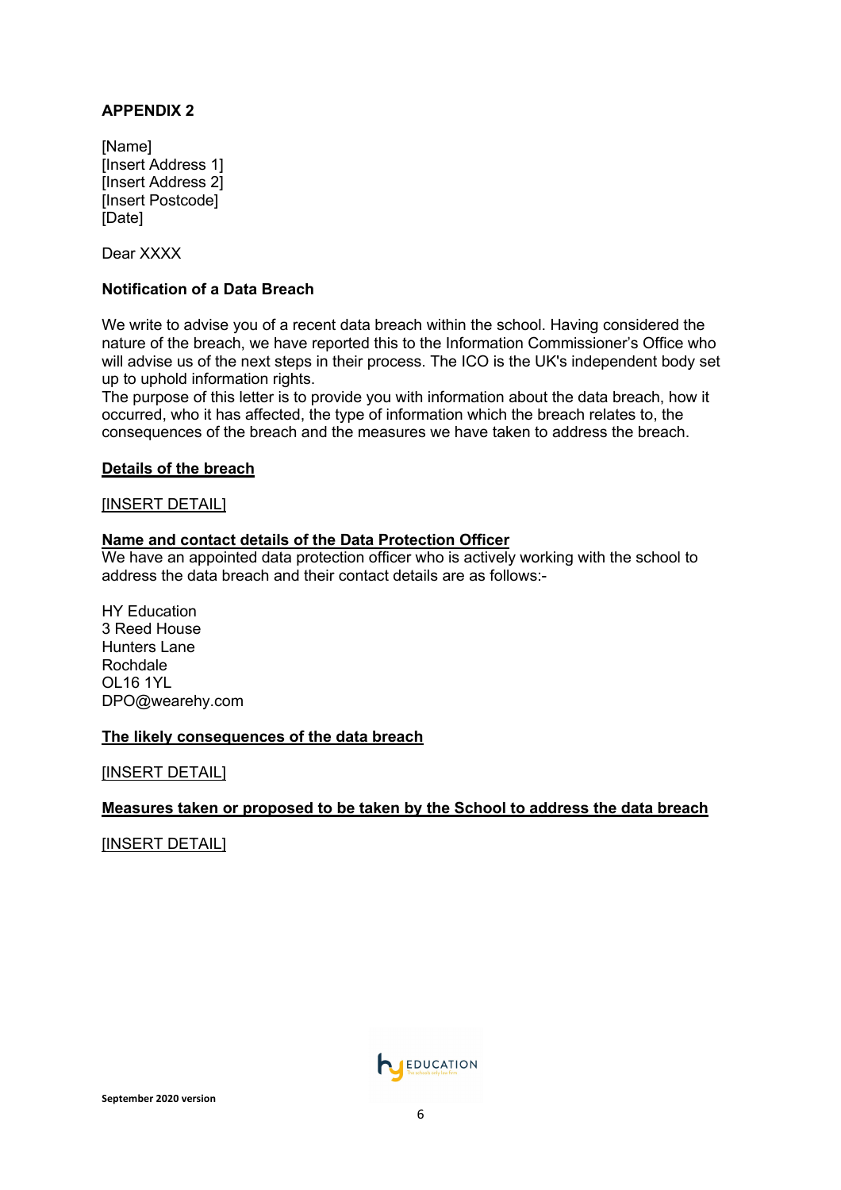**APPENDIX 2**

[Name]
[Insert Address 1]
[Insert Address 2]
[Insert Postcode]
[Date]

Dear XXXX

**Notification of a Data Breach**

We write to advise you of a recent data breach within the school. Having considered the nature of the breach, we have reported this to the Information Commissioner's Office who will advise us of the next steps in their process. The ICO is the UK's independent body set up to uphold information rights.

The purpose of this letter is to provide you with information about the data breach, how it occurred, who it has affected, the type of information which the breach relates to, the consequences of the breach and the measures we have taken to address the breach.

**Details of the breach**

[INSERT DETAIL]

**Name and contact details of the Data Protection Officer**

We have an appointed data protection officer who is actively working with the school to address the data breach and their contact details are as follows:-

HY Education
3 Reed House
Hunters Lane
Rochdale
OL16 1YL
DPO@wearehy.com

**The likely consequences of the data breach**

[INSERT DETAIL]

**Measures taken or proposed to be taken by the School to address the data breach**

[INSERT DETAIL]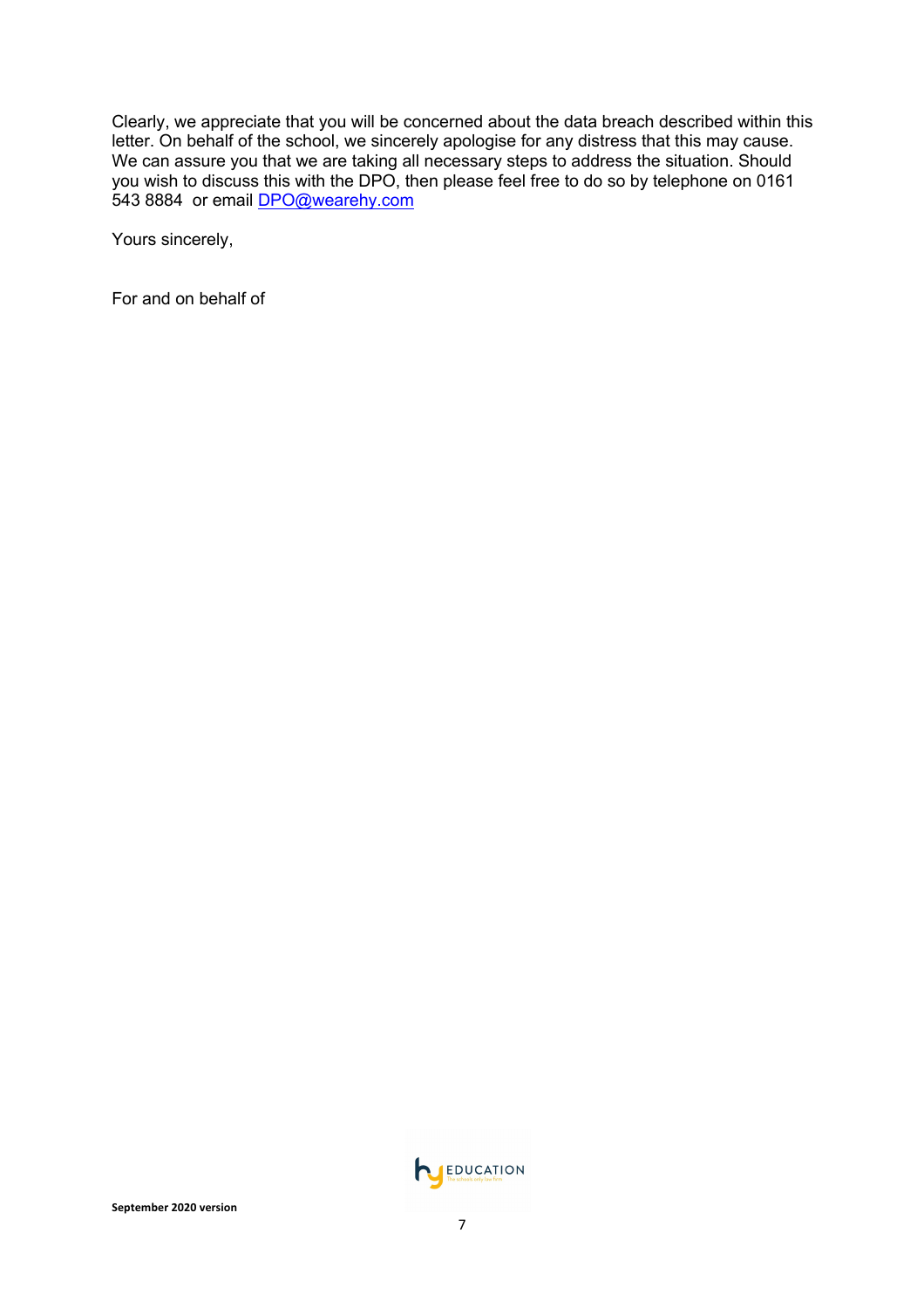Clearly, we appreciate that you will be concerned about the data breach described within this letter. On behalf of the school, we sincerely apologise for any distress that this may cause. We can assure you that we are taking all necessary steps to address the situation. Should you wish to discuss this with the DPO, then please feel free to do so by telephone on 0161 543 8884 or email DPO@wearehy.com

Yours sincerely,

For and on behalf of